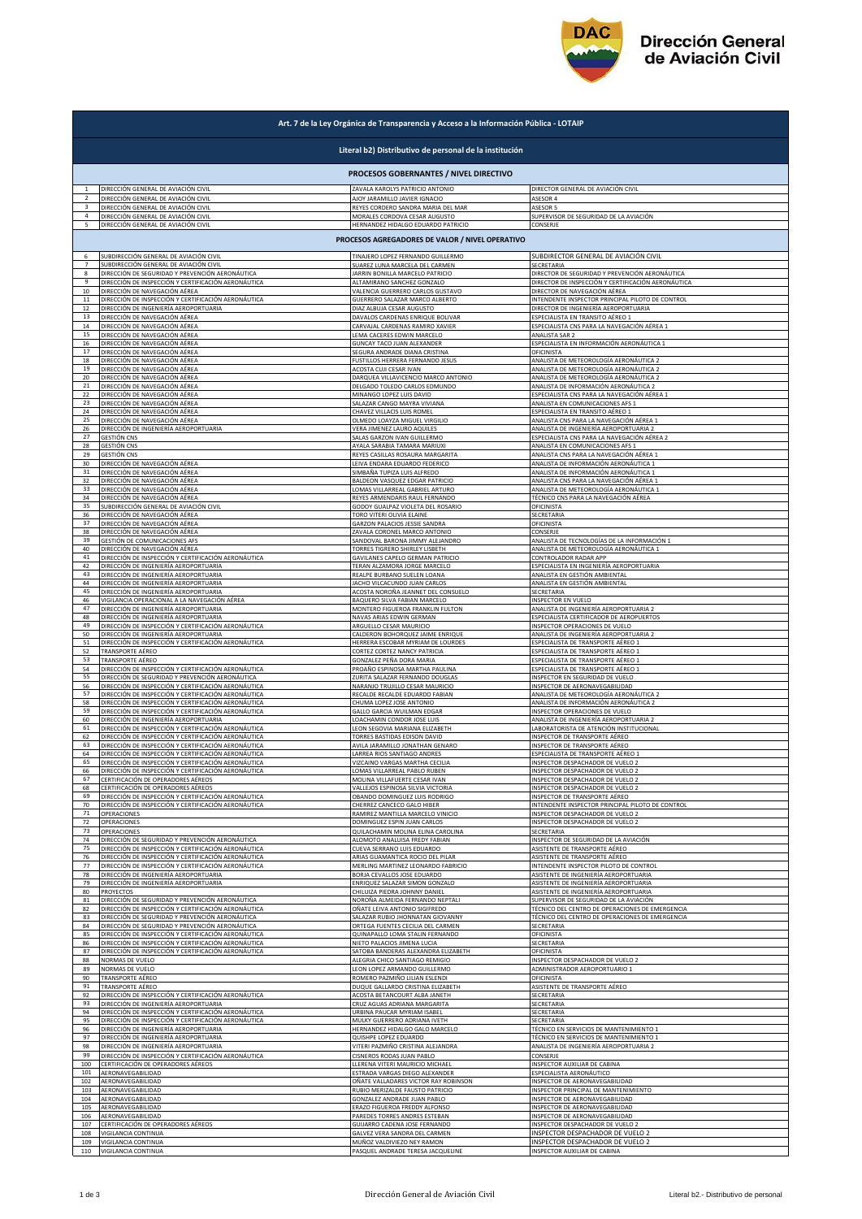Dirección General de Aviación Civil

## Art. 7 de la Ley Orgánica de Transparencia y Acceso a la Información Pública - LOTAIP

### Literal b2) Distributivo de personal de la institución

| | | | |
|---|---|---|---|
| **PROCESOS GOBERNANTES / NIVEL DIRECTIVO** | | | |
| 1 | DIRECCIÓN GENERAL DE AVIACIÓN CIVIL | ZAVALA KAROLYS PATRICIO ANTONIO | DIRECTOR GENERAL DE AVIACIÓN CIVIL |
| 2 | DIRECCIÓN GENERAL DE AVIACIÓN CIVIL | AJOY JARAMILLO JAVIER IGNACIO | ASESOR 4 |
| 3 | DIRECCIÓN GENERAL DE AVIACIÓN CIVIL | REYES CORDERO SANDRA MARIA DEL MAR | ASESOR 5 |
| 4 | DIRECCIÓN GENERAL DE AVIACIÓN CIVIL | MORALES CORDOVA CESAR AUGUSTO | SUPERVISOR DE SEGURIDAD DE LA AVIACIÓN |
| 5 | DIRECCIÓN GENERAL DE AVIACIÓN CIVIL | HERNANDEZ HIDALGO EDUARDO PATRICIO | CONSERJE |
| **PROCESOS AGREGADORES DE VALOR / NIVEL OPERATIVO** | | | |
| 6 | SUBDIRECCIÓN GENERAL DE AVIACIÓN CIVIL | TINAJERO LOPEZ FERNANDO GUILLERMO | SUBDIRECTOR GENERAL DE AVIACIÓN CIVIL |
| 7 | SUBDIRECCIÓN GENERAL DE AVIACIÓN CIVIL | SUAREZ LUNA MARCELA DEL CARMEN | SECRETARIA |
| 8 | DIRECCIÓN DE SEGURIDAD Y PREVENCIÓN AERONÁUTICA | JARRIN BONILLA MARCELO PATRICIO | DIRECTOR DE SEGURIDAD Y PREVENCIÓN AERONÁUTICA |
| 9 | DIRECCIÓN DE INSPECCIÓN Y CERTIFICACIÓN AERONÁUTICA | ALTAMIRANO SANCHEZ GONZALO | DIRECTOR DE INSPECCIÓN Y CERTIFICACIÓN AERONÁUTICA |
| 10 | DIRECCIÓN DE NAVEGACIÓN AÉREA | VALENCIA GUERRERO CARLOS GUSTAVO | DIRECTOR DE NAVEGACIÓN AÉREA |
| 11 | DIRECCIÓN DE INSPECCIÓN Y CERTIFICACIÓN AERONÁUTICA | GUERRERO SALAZAR MARCO ALBERTO | INTENDENTE INSPECTOR PRINCIPAL PILOTO DE CONTROL |
| 12 | DIRECCIÓN DE INGENIERÍA AEROPORTUARIA | DIAZ ALBUJA CESAR AUGUSTO | DIRECTOR DE INGENIERÍA AEROPORTUARIA |
| 13 | DIRECCIÓN DE NAVEGACIÓN AÉREA | DAVALOS CARDENAS ENRIQUE BOLIVAR | ESPECIALISTA EN TRANSITO AÉREO 1 |
| 14 | DIRECCIÓN DE NAVEGACIÓN AÉREA | CARVAJAL CARDENAS RAMIRO XAVIER | ESPECIALISTA CNS PARA LA NAVEGACIÓN AÉREA 1 |
| 15 | DIRECCIÓN DE NAVEGACIÓN AÉREA | LEMA CACERES EDWIN MARCELO | ANALISTA SAR 2 |
| 16 | DIRECCIÓN DE NAVEGACIÓN AÉREA | GUNCAY TACO JUAN ALEXANDER | ESPECIALISTA EN INFORMACIÓN AERONÁUTICA 1 |
| 17 | DIRECCIÓN DE NAVEGACIÓN AÉREA | SEGURA ANDRADE DIANA CRISTINA | OFICINISTA |
| 18 | DIRECCIÓN DE NAVEGACIÓN AÉREA | FUSTILLOS HERRERA FERNANDO JESUS | ANALISTA DE METEOROLOGÍA AERONÁUTICA 2 |
| 19 | DIRECCIÓN DE NAVEGACIÓN AÉREA | ACOSTA CUJI CESAR IVAN | ANALISTA DE METEOROLOGÍA AERONÁUTICA 2 |
| 20 | DIRECCIÓN DE NAVEGACIÓN AÉREA | DARQUEA VILLAVICENCIO MARCO ANTONIO | ANALISTA DE METEOROLOGÍA AERONÁUTICA 2 |
| 21 | DIRECCIÓN DE NAVEGACIÓN AÉREA | DELGADO TOLEDO CARLOS EDMUNDO | ANALISTA DE INFORMACIÓN AERONÁUTICA 2 |
| 22 | DIRECCIÓN DE NAVEGACIÓN AÉREA | MINANGO LOPEZ LUIS DAVID | ESPECIALISTA CNS PARA LA NAVEGACIÓN AÉREA 1 |
| 23 | DIRECCIÓN DE NAVEGACIÓN AÉREA | SALAZAR CANGO MAYRA VIVIANA | ANALISTA EN COMUNICACIONES AFS 1 |
| 24 | DIRECCIÓN DE NAVEGACIÓN AÉREA | CHAVEZ VILLACIS LUIS ROMEL | ESPECIALISTA EN TRANSITO AÉREO 1 |
| 25 | DIRECCIÓN DE NAVEGACIÓN AÉREA | OLMEDO LOAYZA MIGUEL VIRGILIO | ANALISTA CNS PARA LA NAVEGACIÓN AÉREA 1 |
| 26 | DIRECCIÓN DE INGENIERÍA AEROPORTUARIA | VERA JIMENEZ LAURO AQUILES | ANALISTA DE INGENIERÍA AEROPORTUARIA 2 |
| 27 | GESTIÓN CNS | SALAS GARZON IVAN GUILLERMO | ESPECIALISTA CNS PARA LA NAVEGACIÓN AÉREA 2 |
| 28 | GESTIÓN CNS | AYALA SARABIA TAMARA MARIUXI | ANALISTA EN COMUNICACIONES AFS 1 |
| 29 | GESTIÓN CNS | REYES CASILLAS ROSAURA MARGARITA | ANALISTA CNS PARA LA NAVEGACIÓN AÉREA 1 |
| 30 | DIRECCIÓN DE NAVEGACIÓN AÉREA | LEIVA ENDARA EDUARDO FEDERICO | ANALISTA DE INFORMACIÓN AERONÁUTICA 1 |
| 31 | DIRECCIÓN DE NAVEGACIÓN AÉREA | SIMBAÑA TUPIZA LUIS ALFREDO | ANALISTA DE INFORMACIÓN AERONÁUTICA 1 |
| 32 | DIRECCIÓN DE NAVEGACIÓN AÉREA | BALDEON VASQUEZ EDGAR PATRICIO | ANALISTA CNS PARA LA NAVEGACIÓN AÉREA 1 |
| 33 | DIRECCIÓN DE NAVEGACIÓN AÉREA | LOMAS VILLARREAL GABRIEL ARTURO | ANALISTA DE METEOROLOGÍA AERONÁUTICA 1 |
| 34 | DIRECCIÓN DE NAVEGACIÓN AÉREA | REYES ARMENDARIS RAUL FERNANDO | TÉCNICO CNS PARA LA NAVEGACIÓN AÉREA |
| 35 | SUBDIRECCIÓN GENERAL DE AVIACIÓN CIVIL | GODOY GUALPAZ VIOLETA DEL ROSARIO | OFICINISTA |
| 36 | DIRECCIÓN DE NAVEGACIÓN AÉREA | TORO VITERI OLIVIA ELAINE | SECRETARIA |
| 37 | DIRECCIÓN DE NAVEGACIÓN AÉREA | GARZON PALACIOS JESSIE SANDRA | OFICINISTA |
| 38 | DIRECCIÓN DE NAVEGACIÓN AÉREA | ZAVALA CORONEL MARCO ANTONIO | CONSERJE |
| 39 | GESTIÓN DE COMUNICACIONES AFS | SANDOVAL BARONA JIMMY ALEJANDRO | ANALISTA DE TECNOLOGÍAS DE LA INFORMACIÓN 1 |
| 40 | DIRECCIÓN DE NAVEGACIÓN AÉREA | TORRES TIGRERO SHIRLEY LISBETH | ANALISTA DE METEOROLOGÍA AERONÁUTICA 1 |
| 41 | DIRECCIÓN DE INSPECCIÓN Y CERTIFICACIÓN AERONÁUTICA | GAVILANES CAPELO GERMAN PATRICIO | CONTROLADOR RADAR APP |
| 42 | DIRECCIÓN DE INGENIERÍA AEROPORTUARIA | TERAN ALZAMORA JORGE MARCELO | ESPECIALISTA EN INGENIERÍA AEROPORTUARIA |
| 43 | DIRECCIÓN DE INGENIERÍA AEROPORTUARIA | REALPE BURBANO SUELEN LOANA | ANALISTA EN GESTIÓN AMBIENTAL |
| 44 | DIRECCIÓN DE INGENIERÍA AEROPORTUARIA | JACHO VILCACUNDO JUAN CARLOS | ANALISTA EN GESTIÓN AMBIENTAL |
| 45 | DIRECCIÓN DE INGENIERÍA AEROPORTUARIA | ACOSTA NOROÑA JEANNET DEL CONSUELO | SECRETARIA |
| 46 | VIGILANCIA OPERACIONAL A LA NAVEGACIÓN AÉREA | BAQUERO SILVA FABIAN MARCELO | INSPECTOR EN VUELO |
| 47 | DIRECCIÓN DE INGENIERÍA AEROPORTUARIA | MONTERO FIGUEROA FRANKLIN FULTON | ANALISTA DE INGENIERÍA AEROPORTUARIA 2 |
| 48 | DIRECCIÓN DE INGENIERÍA AEROPORTUARIA | NAVAS ARIAS EDWIN GERMAN | ESPECIALISTA CERTIFICADOR DE AEROPUERTOS |
| 49 | DIRECCIÓN DE INSPECCIÓN Y CERTIFICACIÓN AERONÁUTICA | ARGUELLO CESAR MAURICIO | INSPECTOR OPERACIONES DE VUELO |
| 50 | DIRECCIÓN DE INGENIERÍA AEROPORTUARIA | CALDERON BOHORQUEZ JAIME ENRIQUE | ANALISTA DE INGENIERÍA AEROPORTUARIA 2 |
| 51 | DIRECCIÓN DE INSPECCIÓN Y CERTIFICACIÓN AERONÁUTICA | HERRERA ESCOBAR MYRIAM DE LOURDES | ESPECIALISTA DE TRANSPORTE AÉREO 1 |
| 52 | TRANSPORTE AÉREO | CORTEZ CORTEZ NANCY PATRICIA | ESPECIALISTA DE TRANSPORTE AÉREO 1 |
| 53 | TRANSPORTE AÉREO | GONZALEZ PEÑA DORA MARIA | ESPECIALISTA DE TRANSPORTE AÉREO 1 |
| 54 | DIRECCIÓN DE INSPECCIÓN Y CERTIFICACIÓN AERONÁUTICA | PROAÑO ESPINOSA MARTHA PAULINA | ESPECIALISTA DE TRANSPORTE AÉREO 1 |
| 55 | DIRECCIÓN DE SEGURIDAD Y PREVENCIÓN AERONÁUTICA | ZURITA SALAZAR FERNANDO DOUGLAS | INSPECTOR EN SEGURIDAD DE VUELO |
| 56 | DIRECCIÓN DE INSPECCIÓN Y CERTIFICACIÓN AERONÁUTICA | NARANJO TRUJILLO CESAR MAURICIO | INSPECTOR DE AERONAVEGABILIDAD |
| 57 | DIRECCIÓN DE INSPECCIÓN Y CERTIFICACIÓN AERONÁUTICA | RECALDE RECALDE EDUARDO FABIAN | ANALISTA DE METEOROLOGÍA AERONÁUTICA 2 |
| 58 | DIRECCIÓN DE INSPECCIÓN Y CERTIFICACIÓN AERONÁUTICA | CHUMA LOPEZ JOSE ANTONIO | ANALISTA DE INFORMACIÓN AERONÁUTICA 2 |
| 59 | DIRECCIÓN DE INSPECCIÓN Y CERTIFICACIÓN AERONÁUTICA | GALLO GARCIA WUILMAN EDGAR | INSPECTOR OPERACIONES DE VUELO |
| 60 | DIRECCIÓN DE INGENIERÍA AEROPORTUARIA | LOACHAMIN CONDOR JOSE LUIS | ANALISTA DE INGENIERÍA AEROPORTUARIA 2 |
| 61 | DIRECCIÓN DE INSPECCIÓN Y CERTIFICACIÓN AERONÁUTICA | LEON SEGOVIA MARIANA ELIZABETH | LABORATORISTA DE ATENCIÓN INSTITUCIONAL |
| 62 | DIRECCIÓN DE INSPECCIÓN Y CERTIFICACIÓN AERONÁUTICA | TORRES BASTIDAS EDISON DAVID | INSPECTOR DE TRANSPORTE AÉREO |
| 63 | DIRECCIÓN DE INSPECCIÓN Y CERTIFICACIÓN AERONÁUTICA | AVILA JARAMILLO JONATHAN GENARO | INSPECTOR DE TRANSPORTE AÉREO |
| 64 | DIRECCIÓN DE INSPECCIÓN Y CERTIFICACIÓN AERONÁUTICA | LARREA RIOS SANTIAGO ANDRES | ESPECIALISTA DE TRANSPORTE AÉREO 1 |
| 65 | DIRECCIÓN DE INSPECCIÓN Y CERTIFICACIÓN AERONÁUTICA | VIZCAINO VARGAS MARTHA CECILIA | INSPECTOR DESPACHADOR DE VUELO 2 |
| 66 | DIRECCIÓN DE INSPECCIÓN Y CERTIFICACIÓN AERONÁUTICA | LOMAS VILLARREAL PABLO RUBEN | INSPECTOR DESPACHADOR DE VUELO 2 |
| 67 | CERTIFICACIÓN DE OPERADORES AÉREOS | MOLINA VILLAFUERTE CESAR IVAN | INSPECTOR DESPACHADOR DE VUELO 2 |
| 68 | CERTIFICACIÓN DE OPERADORES AÉREOS | VALLEJOS ESPINOSA SILVIA VICTORIA | INSPECTOR DESPACHADOR DE VUELO 2 |
| 69 | DIRECCIÓN DE INSPECCIÓN Y CERTIFICACIÓN AERONÁUTICA | OBANDO DOMINGUEZ LUIS RODRIGO | INSPECTOR DE TRANSPORTE AÉREO |
| 70 | DIRECCIÓN DE INSPECCIÓN Y CERTIFICACIÓN AERONÁUTICA | CHERREZ CANCECO GALO HIBER | INTENDENTE INSPECTOR PRINCIPAL PILOTO DE CONTROL |
| 71 | OPERACIONES | RAMIREZ MANTILLA MARCELO VINICIO | INSPECTOR DESPACHADOR DE VUELO 2 |
| 72 | OPERACIONES | DOMINGUEZ ESPIN JUAN CARLOS | INSPECTOR DESPACHADOR DE VUELO 2 |
| 73 | OPERACIONES | QUILACHAMIN MOLINA ELINA CAROLINA | SECRETARIA |
| 74 | DIRECCIÓN DE SEGURIDAD Y PREVENCIÓN AERONÁUTICA | ALOMOTO ANALUISA FREDY FABIAN | INSPECTOR DE SEGURIDAD DE LA AVIACIÓN |
| 75 | DIRECCIÓN DE INSPECCIÓN Y CERTIFICACIÓN AERONÁUTICA | CUEVA SERRANO LUIS EDUARDO | ASISTENTE DE TRANSPORTE AÉREO |
| 76 | DIRECCIÓN DE INSPECCIÓN Y CERTIFICACIÓN AERONÁUTICA | ARIAS GUAMANTICA ROCIO DEL PILAR | ASISTENTE DE TRANSPORTE AÉREO |
| 77 | DIRECCIÓN DE INSPECCIÓN Y CERTIFICACIÓN AERONÁUTICA | MERLING MARTINEZ LEONARDO FABRICIO | INTENDENTE INSPECTOR PILOTO DE CONTROL |
| 78 | DIRECCIÓN DE INGENIERÍA AEROPORTUARIA | BORJA CEVALLOS JOSE EDUARDO | ASISTENTE DE INGENIERÍA AEROPORTUARIA |
| 79 | DIRECCIÓN DE INGENIERÍA AEROPORTUARIA | ENRIQUEZ SALAZAR SIMON GONZALO | ASISTENTE DE INGENIERÍA AEROPORTUARIA |
| 80 | PROYECTOS | CHILUIZA PIEDRA JOHNNY DANIEL | ASISTENTE DE INGENIERÍA AEROPORTUARIA |
| 81 | DIRECCIÓN DE SEGURIDAD Y PREVENCIÓN AERONÁUTICA | NOROÑA ALMEIDA FERNANDO NEPTALI | SUPERVISOR DE SEGURIDAD DE LA AVIACIÓN |
| 82 | DIRECCIÓN DE INSPECCIÓN Y CERTIFICACIÓN AERONÁUTICA | OÑATE LEIVA ANTONIO SIGIFREDO | TÉCNICO DEL CENTRO DE OPERACIONES DE EMERGENCIA |
| 83 | DIRECCIÓN DE SEGURIDAD Y PREVENCIÓN AERONÁUTICA | SALAZAR RUBIO JHONNATAN GIOVANNY | TÉCNICO DEL CENTRO DE OPERACIONES DE EMERGENCIA |
| 84 | DIRECCIÓN DE SEGURIDAD Y PREVENCIÓN AERONÁUTICA | ORTEGA FUENTES CECILIA DEL CARMEN | SECRETARIA |
| 85 | DIRECCIÓN DE INSPECCIÓN Y CERTIFICACIÓN AERONÁUTICA | QUINAPALLO LOMA STALIN FERNANDO | OFICINISTA |
| 86 | DIRECCIÓN DE INSPECCIÓN Y CERTIFICACIÓN AERONÁUTICA | NIETO PALACIOS JIMENA LUCIA | SECRETARIA |
| 87 | DIRECCIÓN DE INSPECCIÓN Y CERTIFICACIÓN AERONÁUTICA | SATOBA BANDERAS ALEXANDRA ELIZABETH | OFICINISTA |
| 88 | NORMAS DE VUELO | ALEGRIA CHICO SANTIAGO REMIGIO | INSPECTOR DESPACHADOR DE VUELO 2 |
| 89 | NORMAS DE VUELO | LEON LOPEZ ARMANDO GUILLERMO | ADMINISTRADOR AEROPORTUARIO 1 |
| 90 | TRANSPORTE AÉREO | ROMERO PAZMIÑO LILIAN ESLENDI | OFICINISTA |
| 91 | TRANSPORTE AÉREO | DUQUE GALLARDO CRISTINA ELIZABETH | ASISTENTE DE TRANSPORTE AÉREO |
| 92 | DIRECCIÓN DE INSPECCIÓN Y CERTIFICACIÓN AERONÁUTICA | ACOSTA BETANCOURT ALBA JANETH | SECRETARIA |
| 93 | DIRECCIÓN DE INGENIERÍA AEROPORTUARIA | CRUZ AGUAS ADRIANA MARGARITA | SECRETARIA |
| 94 | DIRECCIÓN DE INSPECCIÓN Y CERTIFICACIÓN AERONÁUTICA | URBINA PAUCAR MYRIAM ISABEL | SECRETARIA |
| 95 | DIRECCIÓN DE INSPECCIÓN Y CERTIFICACIÓN AERONÁUTICA | MULKY GUERRERO ADRIANA IVETH | SECRETARIA |
| 96 | DIRECCIÓN DE INGENIERÍA AEROPORTUARIA | HERNANDEZ HIDALGO GALO MARCELO | TÉCNICO EN SERVICIOS DE MANTENIMIENTO 1 |
| 97 | DIRECCIÓN DE INGENIERÍA AEROPORTUARIA | QUISHPE LOPEZ EDUARDO | TÉCNICO EN SERVICIOS DE MANTENIMIENTO 1 |
| 98 | DIRECCIÓN DE INGENIERÍA AEROPORTUARIA | VITERI PAZMIÑO CRISTINA ALEJANDRA | ANALISTA DE INGENIERÍA AEROPORTUARIA 2 |
| 99 | DIRECCIÓN DE INSPECCIÓN Y CERTIFICACIÓN AERONÁUTICA | CISNEROS RODAS JUAN PABLO | CONSERJE |
| 100 | CERTIFICACIÓN DE OPERADORES AÉREOS | LLERENA VITERI MAURICIO MICHAEL | INSPECTOR AUXILIAR DE CABINA |
| 101 | AERONAVEGABILIDAD | ESTRADA VARGAS DIEGO ALEXANDER | ESPECIALISTA AERONÁUTICO |
| 102 | AERONAVEGABILIDAD | OÑATE VALLADARES VICTOR RAY ROBINSON | INSPECTOR DE AERONAVEGABILIDAD |
| 103 | AERONAVEGABILIDAD | RUBIO MERIZALDE FAUSTO PATRICIO | INSPECTOR PRINCIPAL DE MANTENIMIENTO |
| 104 | AERONAVEGABILIDAD | GONZALEZ ANDRADE JUAN PABLO | INSPECTOR DE AERONAVEGABILIDAD |
| 105 | AERONAVEGABILIDAD | ERAZO FIGUEROA FREDDY ALFONSO | INSPECTOR DE AERONAVEGABILIDAD |
| 106 | AERONAVEGABILIDAD | PAREDES TORRES ANDRES ESTEBAN | INSPECTOR DE AERONAVEGABILIDAD |
| 107 | CERTIFICACIÓN DE OPERADORES AÉREOS | GUIJARRO CADENA JOSE FERNANDO | INSPECTOR DESPACHADOR DE VUELO 2 |
| 108 | VIGILANCIA CONTINUA | GALVEZ VERA SANDRA DEL CARMEN | INSPECTOR DESPACHADOR DE VUELO 2 |
| 109 | VIGILANCIA CONTINUA | MUÑOZ VALDIVIEZO NEY RAMON | INSPECTOR DESPACHADOR DE VUELO 2 |
| 110 | VIGILANCIA CONTINUA | PASQUEL ANDRADE TERESA JACQUELINE | INSPECTOR AUXILIAR DE CABINA |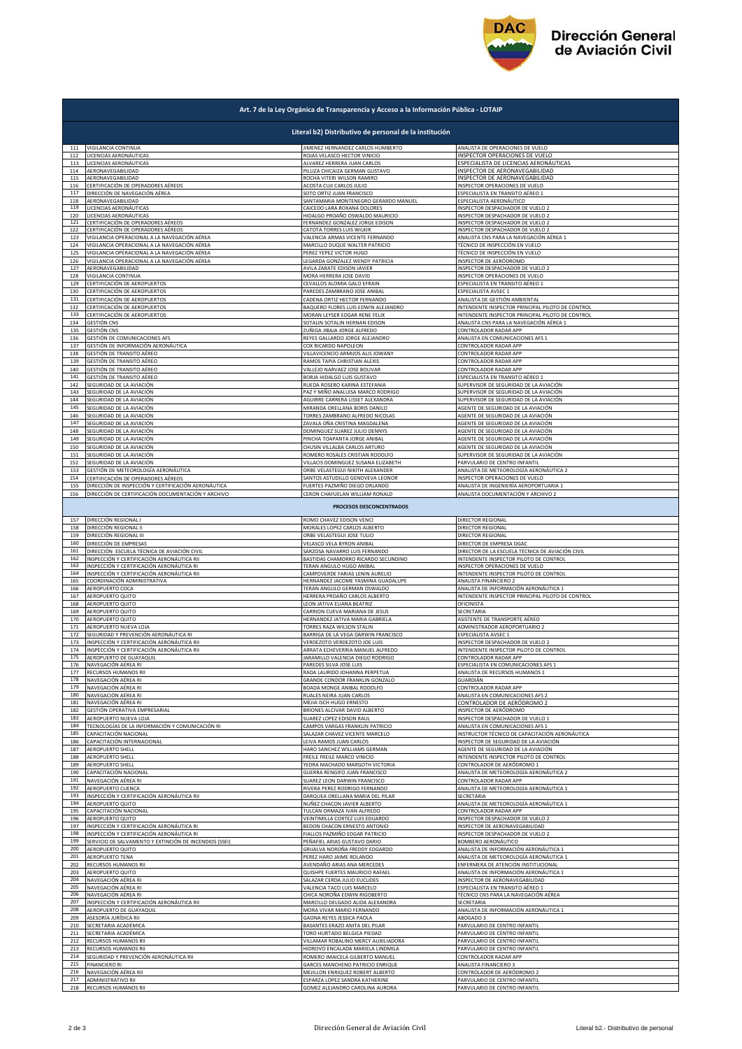# Dirección General de Aviación Civil

## Art. 7 de la Ley Orgánica de Transparencia y Acceso a la Información Pública - LOTAIP

### Literal b2) Distributivo de personal de la institución

| No. | Unidad | Apellidos y Nombres | Puesto |
|---|---|---|---|
| 111 | VIGILANCIA CONTINUA | JIMENEZ HERNANDEZ CARLOS HUMBERTO | ANALISTA DE OPERACIONES DE VUELO |
| 112 | LICENCIAS AERONÁUTICAS | ROJAS VELASCO HECTOR VINICIO | INSPECTOR OPERACIONES DE VUELO |
| 113 | LICENCIAS AERONÁUTICAS | ALVAREZ HERRERA JUAN CARLOS | ESPECIALISTA DE LICENCIAS AERONÁUTICAS |
| 114 | AERONAVEGABILIDAD | PILLIZA CHICAIZA GERMAN GUSTAVO | INSPECTOR DE AERONAVEGABILIDAD |
| 115 | AERONAVEGABILIDAD | ROCHA VITERI WILSON RAMIRO | INSPECTOR DE AERONAVEGABILIDAD |
| 116 | CERTIFICACIÓN DE OPERADORES AÉREOS | ACOSTA CUJI CARLOS JULIO | INSPECTOR OPERACIONES DE VUELO |
| 117 | DIRECCIÓN DE NAVEGACIÓN AÉREA | SOTO ORTIZ JUAN FRANCISCO | ESPECIALISTA EN TRANSITO AÉREO 1 |
| 118 | AERONAVEGABILIDAD | SANTAMARIA MONTENEGRO GERARDO MANUEL | ESPECIALISTA AERONÁUTICO |
| 119 | LICENCIAS AERONÁUTICAS | CAICEDO LARA ROXANA DOLORES | INSPECTOR DESPACHADOR DE VUELO 2 |
| 120 | LICENCIAS AERONÁUTICAS | HIDALGO PROAÑO OSWALDO MAURICIO | INSPECTOR DESPACHADOR DE VUELO 2 |
| 121 | CERTIFICACIÓN DE OPERADORES AÉREOS | FERNANDEZ GONZALEZ JORGE EDISON | INSPECTOR DESPACHADOR DE VUELO 2 |
| 122 | CERTIFICACIÓN DE OPERADORES AÉREOS | CATOTA TORRES LUIS WILKIR | INSPECTOR DESPACHADOR DE VUELO 2 |
| 123 | VIGILANCIA OPERACIONAL A LA NAVEGACIÓN AÉREA | VALENCIA ARMAS VICENTE FERNANDO | ANALISTA CNS PARA LA NAVEGACIÓN AÉREA 1 |
| 124 | VIGILANCIA OPERACIONAL A LA NAVEGACIÓN AÉREA | MARCILLO DUQUE WALTER PATRICIO | TÉCNICO DE INSPECCIÓN EN VUELO |
| 125 | VIGILANCIA OPERACIONAL A LA NAVEGACIÓN AÉREA | PEREZ YEPEZ VICTOR HUGO | TÉCNICO DE INSPECCIÓN EN VUELO |
| 126 | VIGILANCIA OPERACIONAL A LA NAVEGACIÓN AÉREA | LEGARDA GONZALEZ WENDY PATRICIA | INSPECTOR DE AERÓDROMO |
| 127 | AERONAVEGABILIDAD | AVILA ZARATE EDISON JAVIER | INSPECTOR DESPACHADOR DE VUELO 2 |
| 128 | VIGILANCIA CONTINUA | MORA HERRERA JOSE DAVID | INSPECTOR OPERACIONES DE VUELO |
| 129 | CERTIFICACIÓN DE AEROPUERTOS | CEVALLOS ALOMIA GALO EFRAIN | ESPECIALISTA EN TRANSITO AÉREO 1 |
| 130 | CERTIFICACIÓN DE AEROPUERTOS | PAREDES ZAMBRANO JOSE ANIBAL | ESPECIALISTA AVSEC 1 |
| 131 | CERTIFICACIÓN DE AEROPUERTOS | CADENA ORTIZ HECTOR FERNANDO | ANALISTA DE GESTIÓN AMBIENTAL |
| 132 | CERTIFICACIÓN DE AEROPUERTOS | BAQUERO FLORES LUIS EDWIN ALEJANDRO | INTENDENTE INSPECTOR PRINCIPAL PILOTO DE CONTROL |
| 133 | CERTIFICACIÓN DE AEROPUERTOS | MORAN LEYSER EDGAR RENE FELIX | INTENDENTE INSPECTOR PRINCIPAL PILOTO DE CONTROL |
| 134 | GESTIÓN CNS | SOTALIN SOTALIN HERNAN EDISON | ANALISTA CNS PARA LA NAVEGACIÓN AÉREA 1 |
| 135 | GESTIÓN CNS | ZUÑIGA JIBAJA JORGE ALFREDO | CONTROLADOR RADAR APP |
| 136 | GESTIÓN DE COMUNICACIONES AFS | REYES GALLARDO JORGE ALEJANDRO | ANALISTA EN COMUNICACIONES AFS 1 |
| 137 | GESTIÓN DE INFORMACIÓN AERONÁUTICA | COX RICARDO NAPOLEON | CONTROLADOR RADAR APP |
| 138 | GESTIÓN DE TRANSITO AÉREO | VILLAVICENCIO ARMIJOS ALIS JOWANY | CONTROLADOR RADAR APP |
| 139 | GESTIÓN DE TRANSITO AÉREO | RAMOS TAPIA CHRISTIAN ALEXIS | CONTROLADOR RADAR APP |
| 140 | GESTIÓN DE TRANSITO AÉREO | VALLEJO NARVAEZ JOSE BOLIVAR | CONTROLADOR RADAR APP |
| 141 | GESTIÓN DE TRANSITO AÉREO | BORJA HIDALGO LUIS GUSTAVO | ESPECIALISTA EN TRANSITO AÉREO 1 |
| 142 | SEGURIDAD DE LA AVIACIÓN | RUEDA ROSERO KARINA ESTEFANIA | SUPERVISOR DE SEGURIDAD DE LA AVIACIÓN |
| 143 | SEGURIDAD DE LA AVIACIÓN | PAZ Y MIÑO ANALUISA MARCO RODRIGO | SUPERVISOR DE SEGURIDAD DE LA AVIACIÓN |
| 144 | SEGURIDAD DE LA AVIACIÓN | AGUIRRE CARRERA LISSET ALEXANDRA | SUPERVISOR DE SEGURIDAD DE LA AVIACIÓN |
| 145 | SEGURIDAD DE LA AVIACIÓN | MIRANDA ORELLANA BORIS DANILO | AGENTE DE SEGURIDAD DE LA AVIACIÓN |
| 146 | SEGURIDAD DE LA AVIACIÓN | TORRES ZAMBRANO ALFREDO NICOLAS | AGENTE DE SEGURIDAD DE LA AVIACIÓN |
| 147 | SEGURIDAD DE LA AVIACIÓN | ZAVALA OÑA CRISTINA MAGDALENA | AGENTE DE SEGURIDAD DE LA AVIACIÓN |
| 148 | SEGURIDAD DE LA AVIACIÓN | DOMINGUEZ SUAREZ JULIO DENNYS | AGENTE DE SEGURIDAD DE LA AVIACIÓN |
| 149 | SEGURIDAD DE LA AVIACIÓN | PINCHA TOAPANTA JORGE ANIBAL | AGENTE DE SEGURIDAD DE LA AVIACIÓN |
| 150 | SEGURIDAD DE LA AVIACIÓN | CHUSIN VILLALBA CARLOS ARTURO | AGENTE DE SEGURIDAD DE LA AVIACIÓN |
| 151 | SEGURIDAD DE LA AVIACIÓN | ROMERO ROSALES CRISTIAN RODOLFO | SUPERVISOR DE SEGURIDAD DE LA AVIACIÓN |
| 152 | SEGURIDAD DE LA AVIACIÓN | VILLACIS DOMINGUEZ SUSANA ELIZABETH | PARVULARIO DE CENTRO INFANTIL |
| 153 | GESTIÓN DE METEOROLOGÍA AERONÁUTICA | ORBE VELASTEGUI NIKITH ALEXANDER | ANALISTA DE METEOROLOGÍA AERONÁUTICA 2 |
| 154 | CERTIFICACIÓN DE OPERADORES AÉREOS | SANTOS ASTUDILLO GENOVEVA LEONOR | INSPECTOR OPERACIONES DE VUELO |
| 155 | DIRECCIÓN DE INSPECCIÓN Y CERTIFICACIÓN AERONÁUTICA | FUERTES PAZMIÑO DIEGO ORLANDO | ANALISTA DE INGENIERÍA AEROPORTUARIA 1 |
| 156 | DIRECCIÓN DE CERTIFICACIÓN DOCUMENTACIÓN Y ARCHIVO | CERON CHAFUELAN WILLIAM RONALD | ANALISTA DOCUMENTACIÓN Y ARCHIVO 2 |
| | **PROCESOS DESCONCENTRADOS** | | |
| 157 | DIRECCIÓN REGIONAL I | ROMO CHAVEZ EDISON VENCI | DIRECTOR REGIONAL |
| 158 | DIRECCIÓN REGIONAL II | MORALES LOPEZ CARLOS ALBERTO | DIRECTOR REGIONAL |
| 159 | DIRECCIÓN REGIONAL III | ORBE VELASTEGUI JOSE TULIO | DIRECTOR REGIONAL |
| 160 | DIRECCIÓN DE EMPRESAS | VELASCO VELA BYRON ANIBAL | DIRECTOR DE EMPRESA DGAC |
| 161 | DIRECCIÓN ESCUELA TÉCNICA DE AVIACIÓN CIVIL | SARZOSA NAVARRO LUIS FERNANDO | DIRECTOR DE LA ESCUELA TÉCNICA DE AVIACIÓN CIVIL |
| 162 | INSPECCIÓN Y CERTIFICACIÓN AERONÁUTICA RII | BASTIDAS CHAMORRO RICARDO SECUNDINO | INTENDENTE INSPECTOR PILOTO DE CONTROL |
| 163 | INSPECCIÓN Y CERTIFICACIÓN AERONÁUTICA RI | TERAN ANGULO HUGO ANIBAL | INSPECTOR OPERACIONES DE VUELO |
| 164 | INSPECCIÓN Y CERTIFICACIÓN AERONÁUTICA RII | CAMPOVERDE FARIAS LENIN AURELIO | INTENDENTE INSPECTOR PILOTO DE CONTROL |
| 165 | COORDINACIÓN ADMINISTRATIVA | HERNANDEZ JACOME YASMINA GUADALUPE | ANALISTA FINANCIERO 2 |
| 166 | AEROPUERTO COCA | TERAN ANGULO GERMAN OSWALDO | ANALISTA DE INFORMACIÓN AERONÁUTICA 1 |
| 167 | AEROPUERTO QUITO | HERRERA PROAÑO CARLOS ALBERTO | INTENDENTE INSPECTOR PRINCIPAL PILOTO DE CONTROL |
| 168 | AEROPUERTO QUITO | LEON JATIVA ELIANA BEATRIZ | OFICINISTA |
| 169 | AEROPUERTO QUITO | CARRION CUEVA MARIANA DE JESUS | SECRETARIA |
| 170 | AEROPUERTO QUITO | HERNANDEZ JATIVA MARIA GABRIELA | ASISTENTE DE TRANSPORTE AÉREO |
| 171 | AEROPUERTO NUEVA LOJA | TORRES RAZA WILSON STALIN | ADMINISTRADOR AEROPORTUARIO 2 |
| 172 | SEGURIDAD Y PREVENCIÓN AERONÁUTICA RI | BARRIGA DE LA VEGA DARWIN FRANCISCO | ESPECIALISTA AVSEC 1 |
| 173 | INSPECCIÓN Y CERTIFICACIÓN AERONÁUTICA RII | VERDEZOTO VERDEZOTO JOE LUIS | INSPECTOR DESPACHADOR DE VUELO 2 |
| 174 | INSPECCIÓN Y CERTIFICACIÓN AERONÁUTICA RII | ARRATA ECHEVERRIA MANUEL ALFREDO | INTENDENTE INSPECTOR PILOTO DE CONTROL |
| 175 | AEROPUERTO DE GUAYAQUIL | JARAMILLO VALENCIA DIEGO RODRIGO | CONTROLADOR RADAR APP |
| 176 | NAVEGACIÓN AÉREA RI | PAREDES SILVA JOSE LUIS | ESPECIALISTA EN COMUNICACIONES AFS 1 |
| 177 | RECURSOS HUMANOS RII | RADA LAURIDO JOHANNA PERPETUA | ANALISTA DE RECURSOS HUMANOS 1 |
| 178 | NAVEGACIÓN AÉREA RI | GRANDE CONDOR FRANKLIN GONZALO | GUARDIÁN |
| 179 | NAVEGACIÓN AÉREA RI | BOADA MONGE ANIBAL RODOLFO | CONTROLADOR RADAR APP |
| 180 | NAVEGACIÓN AÉREA RI | RUALES NEIRA JUAN CARLOS | ANALISTA EN COMUNICACIONES AFS 2 |
| 181 | NAVEGACIÓN AÉREA RI | MEJIA ISCH HUGO ERNESTO | CONTROLADOR DE AERÓDROMO 2 |
| 182 | GESTIÓN OPERATIVA EMPRESARIAL | BRIONES ALCIVAR DAVID ALBERTO | INSPECTOR DE AERÓDROMO |
| 183 | AEROPUERTO NUEVA LOJA | SUAREZ LOPEZ EDISON RAUL | INSPECTOR DESPACHADOR DE VUELO 1 |
| 184 | TECNOLOGÍAS DE LA INFORMACIÓN Y COMUNICACIÓN RI | CAMPOS VARGAS FRANKLIN PATRICIO | ANALISTA EN COMUNICACIONES AFS 1 |
| 185 | CAPACITACIÓN NACIONAL | SALAZAR CHAVEZ VICENTE MARCELO | INSTRUCTOR TÉCNICO DE CAPACITACIÓN AERONÁUTICA |
| 186 | CAPACITACIÓN INTERNACIONAL | LEIVA RAMOS JUAN CARLOS | INSPECTOR DE SEGURIDAD DE LA AVIACIÓN |
| 187 | AEROPUERTO SHELL | HARO SANCHEZ WILLIAMS GERMAN | AGENTE DE SEGURIDAD DE LA AVIACIÓN |
| 188 | AEROPUERTO SHELL | FREILE FREILE MARCO VINICIO | INTENDENTE INSPECTOR PILOTO DE CONTROL |
| 189 | AEROPUERTO SHELL | YEDRA MACHADO MARGOTH VICTORIA | CONTROLADOR DE AERÓDROMO 1 |
| 190 | CAPACITACIÓN NACIONAL | GUERRA RENGIFO JUAN FRANCISCO | ANALISTA DE METEOROLOGÍA AERONÁUTICA 2 |
| 191 | NAVEGACIÓN AÉREA RI | SUAREZ LEON DARWIN FRANCISCO | CONTROLADOR RADAR APP |
| 192 | AEROPUERTO CUENCA | RIVERA PEREZ RODRIGO FERNANDO | ANALISTA DE METEOROLOGÍA AERONÁUTICA 1 |
| 193 | INSPECCIÓN Y CERTIFICACIÓN AERONÁUTICA RII | DARQUEA ORELLANA MARIA DEL PILAR | SECRETARIA |
| 194 | AEROPUERTO QUITO | NUÑEZ CHACON JAVIER ALBERTO | ANALISTA DE METEOROLOGÍA AERONÁUTICA 1 |
| 195 | CAPACITACIÓN NACIONAL | TULCAN ORMAZA IVAN ALFREDO | CONTROLADOR RADAR APP |
| 196 | AEROPUERTO QUITO | VEINTIMILLA CORTEZ LUIS EDUARDO | INSPECTOR DESPACHADOR DE VUELO 2 |
| 197 | INSPECCIÓN Y CERTIFICACIÓN AERONÁUTICA RI | BEDON CHACON ERNESTO ANTONIO | INSPECTOR DE AERONAVEGABILIDAD |
| 198 | INSPECCIÓN Y CERTIFICACIÓN AERONÁUTICA RI | FIALLOS PAZMIÑO EDGAR PATRICIO | INSPECTOR DESPACHADOR DE VUELO 2 |
| 199 | SERVICIO DE SALVAMENTO Y EXTINCIÓN DE INCENDIOS (SSEI) | PEÑAFIEL ARIAS GUSTAVO DARIO | BOMBERO AERONÁUTICO |
| 200 | AEROPUERTO QUITO | GRIJALVA NOROÑA FREDDY EDGARDO | ANALISTA DE INFORMACIÓN AERONÁUTICA 1 |
| 201 | AEROPUERTO TENA | PEREZ HARO JAIME ROLANDO | ANALISTA DE METEOROLOGÍA AERONÁUTICA 1 |
| 202 | RECURSOS HUMANOS RII | AVENDAÑO ARIAS ANA MERCEDES | ENFERMERA DE ATENCIÓN INSTITUCIONAL |
| 203 | AEROPUERTO QUITO | QUISHPE FUERTES MAURICIO RAFAEL | ANALISTA DE INFORMACIÓN AERONÁUTICA 1 |
| 204 | NAVEGACIÓN AÉREA RI | SALAZAR CERDA JULIO EUCLIDES | INSPECTOR DE AERONAVEGABILIDAD |
| 205 | NAVEGACIÓN AÉREA RI | VALENCIA TACO LUIS MARCELO | ESPECIALISTA EN TRANSITO AÉREO 1 |
| 206 | NAVEGACIÓN AÉREA RI | CHICA NOROÑA EDWIN RIGOBERTO | TÉCNICO CNS PARA LA NAVEGACIÓN AÉREA |
| 207 | INSPECCIÓN Y CERTIFICACIÓN AERONÁUTICA RII | MARCILLO DELGADO ALIDA ALEXANDRA | SECRETARIA |
| 208 | AEROPUERTO DE GUAYAQUIL | MORA VIVAR MARIO FERNANDO | ANALISTA DE INFORMACIÓN AERONÁUTICA 1 |
| 209 | ASESORÍA JURÍDICA RII | GAONA REYES JESSICA PAOLA | ABOGADO 3 |
| 210 | SECRETARIA ACADÉMICA | BASANTES ERAZO ANITA DEL PILAR | PARVULARIO DE CENTRO INFANTIL |
| 211 | SECRETARIA ACADÉMICA | TORO HURTADO BELGICA PIEDAD | PARVULARIO DE CENTRO INFANTIL |
| 212 | RECURSOS HUMANOS RII | VILLAMAR ROBALINO MERCY AUXILIADORA | PARVULARIO DE CENTRO INFANTIL |
| 213 | RECURSOS HUMANOS RII | HIDROVO ENCALADA MARIELA LINDMILA | PARVULARIO DE CENTRO INFANTIL |
| 214 | SEGURIDAD Y PREVENCIÓN AERONÁUTICA RII | ROMERO IMAICELA GILBERTO MANUEL | CONTROLADOR RADAR APP |
| 215 | FINANCIERO RI | GARCES MANCHENO PATRICIO ENRIQUE | ANALISTA FINANCIERO 3 |
| 216 | NAVEGACIÓN AÉREA RII | MEJILLON ENRIQUEZ ROBERT ALBERTO | CONTROLADOR DE AERÓDROMO 2 |
| 217 | ADMINISTRATIVO RII | ESPARZA LOPEZ SANDRA KATHERINE | PARVULARIO DE CENTRO INFANTIL |
| 218 | RECURSOS HUMANOS RII | GOMEZ ALEJANDRO CAROLINA AURORA | PARVULARIO DE CENTRO INFANTIL |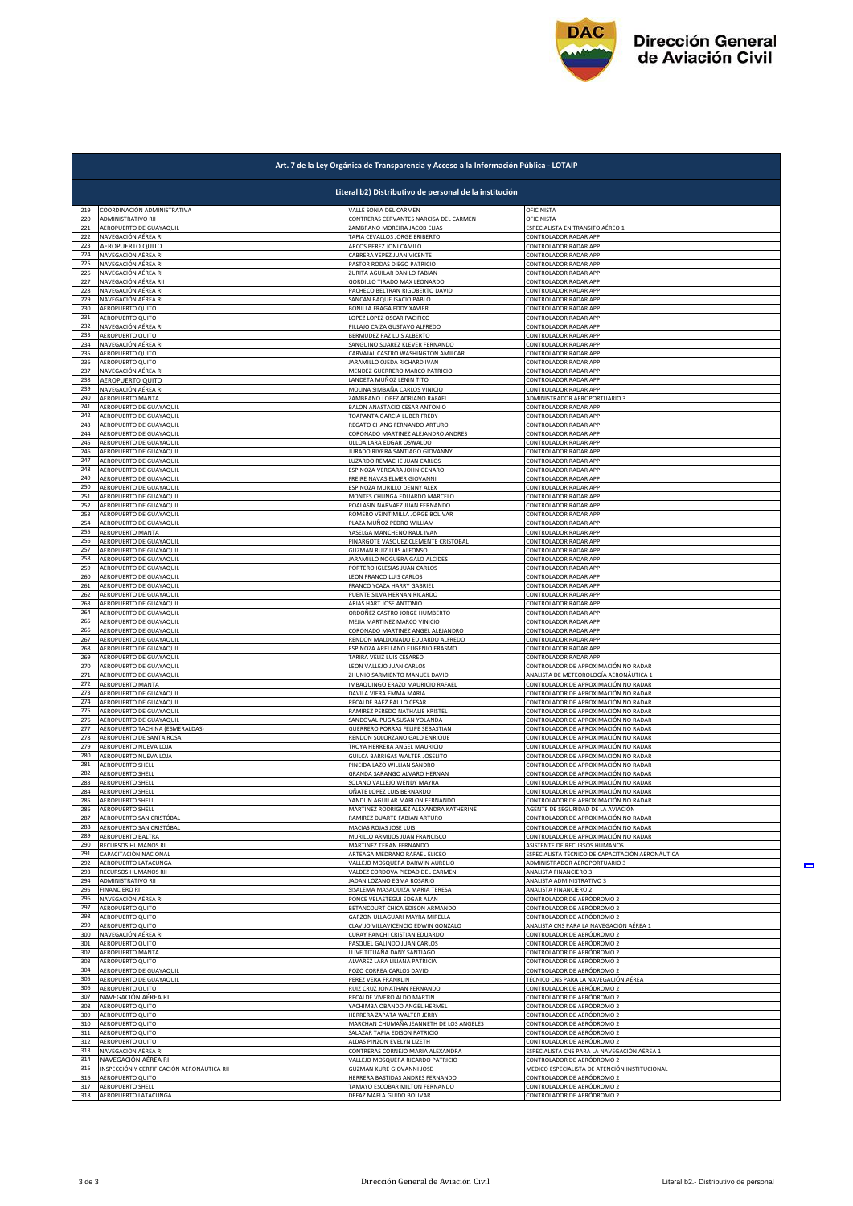## Art. 7 de la Ley Orgánica de Transparencia y Acceso a la Información Pública - LOTAIP

### Literal b2) Distributivo de personal de la institución

| | | | |
|---|---|---|---|
| 219 | COORDINACIÓN ADMINISTRATIVA | VALLE SONIA DEL CARMEN | OFICINISTA |
| 220 | ADMINISTRATIVO RII | CONTRERAS CERVANTES NARCISA DEL CARMEN | OFICINISTA |
| 221 | AEROPUERTO DE GUAYAQUIL | ZAMBRANO MOREIRA JACOB ELIAS | ESPECIALISTA EN TRANSITO AÉREO 1 |
| 222 | NAVEGACIÓN AÉREA RI | TAPIA CEVALLOS JORGE ERIBERTO | CONTROLADOR RADAR APP |
| 223 | AEROPUERTO QUITO | ARCOS PEREZ JONI CAMILO | CONTROLADOR RADAR APP |
| 224 | NAVEGACIÓN AÉREA RI | CABRERA YEPEZ JUAN VICENTE | CONTROLADOR RADAR APP |
| 225 | NAVEGACIÓN AÉREA RI | PASTOR RODAS DIEGO PATRICIO | CONTROLADOR RADAR APP |
| 226 | NAVEGACIÓN AÉREA RI | ZURITA AGUILAR DANILO FABIAN | CONTROLADOR RADAR APP |
| 227 | NAVEGACIÓN AÉREA RII | GORDILLO TIRADO MAX LEONARDO | CONTROLADOR RADAR APP |
| 228 | NAVEGACIÓN AÉREA RI | PACHECO BELTRAN RIGOBERTO DAVID | CONTROLADOR RADAR APP |
| 229 | NAVEGACIÓN AÉREA RI | SANCAN BAQUE ISACIO PABLO | CONTROLADOR RADAR APP |
| 230 | AEROPUERTO QUITO | BONILLA FRAGA EDDY XAVIER | CONTROLADOR RADAR APP |
| 231 | AEROPUERTO QUITO | LOPEZ LOPEZ OSCAR PACIFICO | CONTROLADOR RADAR APP |
| 232 | NAVEGACIÓN AÉREA RI | PILLAJO CAIZA GUSTAVO ALFREDO | CONTROLADOR RADAR APP |
| 233 | AEROPUERTO QUITO | BERMUDEZ PAZ LUIS ALBERTO | CONTROLADOR RADAR APP |
| 234 | NAVEGACIÓN AÉREA RI | SANGUINO SUAREZ KLEVER FERNANDO | CONTROLADOR RADAR APP |
| 235 | AEROPUERTO QUITO | CARVAJAL CASTRO WASHINGTON AMILCAR | CONTROLADOR RADAR APP |
| 236 | AEROPUERTO QUITO | JARAMILLO OJEDA RICHARD IVAN | CONTROLADOR RADAR APP |
| 237 | NAVEGACIÓN AÉREA RI | MENDEZ GUERRERO MARCO PATRICIO | CONTROLADOR RADAR APP |
| 238 | AEROPUERTO QUITO | LANDETA MUÑOZ LENIN TITO | CONTROLADOR RADAR APP |
| 239 | NAVEGACIÓN AÉREA RI | MOLINA SIMBAÑA CARLOS VINICIO | CONTROLADOR RADAR APP |
| 240 | AEROPUERTO MANTA | ZAMBRANO LOPEZ ADRIANO RAFAEL | ADMINISTRADOR AEROPORTUARIO 3 |
| 241 | AEROPUERTO DE GUAYAQUIL | BALON ANASTACIO CESAR ANTONIO | CONTROLADOR RADAR APP |
| 242 | AEROPUERTO DE GUAYAQUIL | TOAPANTA GARCIA LUBER FREDY | CONTROLADOR RADAR APP |
| 243 | AEROPUERTO DE GUAYAQUIL | REGATO CHANG FERNANDO ARTURO | CONTROLADOR RADAR APP |
| 244 | AEROPUERTO DE GUAYAQUIL | CORONADO MARTINEZ ALEJANDRO ANDRES | CONTROLADOR RADAR APP |
| 245 | AEROPUERTO DE GUAYAQUIL | ULLOA LARA EDGAR OSWALDO | CONTROLADOR RADAR APP |
| 246 | AEROPUERTO DE GUAYAQUIL | JURADO RIVERA SANTIAGO GIOVANNY | CONTROLADOR RADAR APP |
| 247 | AEROPUERTO DE GUAYAQUIL | LUZARDO REMACHE JUAN CARLOS | CONTROLADOR RADAR APP |
| 248 | AEROPUERTO DE GUAYAQUIL | ESPINOZA VERGARA JOHN GENARO | CONTROLADOR RADAR APP |
| 249 | AEROPUERTO DE GUAYAQUIL | FREIRE NAVAS ELMER GIOVANNI | CONTROLADOR RADAR APP |
| 250 | AEROPUERTO DE GUAYAQUIL | ESPINOZA MURILLO DENNY ALEX | CONTROLADOR RADAR APP |
| 251 | AEROPUERTO DE GUAYAQUIL | MONTES CHUNGA EDUARDO MARCELO | CONTROLADOR RADAR APP |
| 252 | AEROPUERTO DE GUAYAQUIL | POALASIN NARVAEZ JUAN FERNANDO | CONTROLADOR RADAR APP |
| 253 | AEROPUERTO DE GUAYAQUIL | ROMERO VEINTIMILLA JORGE BOLIVAR | CONTROLADOR RADAR APP |
| 254 | AEROPUERTO DE GUAYAQUIL | PLAZA MUÑOZ PEDRO WILLIAM | CONTROLADOR RADAR APP |
| 255 | AEROPUERTO MANTA | YASELGA MANCHENO RAUL IVAN | CONTROLADOR RADAR APP |
| 256 | AEROPUERTO DE GUAYAQUIL | PINARGOTE VASQUEZ CLEMENTE CRISTOBAL | CONTROLADOR RADAR APP |
| 257 | AEROPUERTO DE GUAYAQUIL | GUZMAN RUIZ LUIS ALFONSO | CONTROLADOR RADAR APP |
| 258 | AEROPUERTO DE GUAYAQUIL | JARAMILLO NOGUERA GALO ALCIDES | CONTROLADOR RADAR APP |
| 259 | AEROPUERTO DE GUAYAQUIL | PORTERO IGLESIAS JUAN CARLOS | CONTROLADOR RADAR APP |
| 260 | AEROPUERTO DE GUAYAQUIL | LEON FRANCO LUIS CARLOS | CONTROLADOR RADAR APP |
| 261 | AEROPUERTO DE GUAYAQUIL | FRANCO YCAZA HARRY GABRIEL | CONTROLADOR RADAR APP |
| 262 | AEROPUERTO DE GUAYAQUIL | PUENTE SILVA HERNAN RICARDO | CONTROLADOR RADAR APP |
| 263 | AEROPUERTO DE GUAYAQUIL | ARIAS HART JOSE ANTONIO | CONTROLADOR RADAR APP |
| 264 | AEROPUERTO DE GUAYAQUIL | ORDOÑEZ CASTRO JORGE HUMBERTO | CONTROLADOR RADAR APP |
| 265 | AEROPUERTO DE GUAYAQUIL | MEJIA MARTINEZ MARCO VINICIO | CONTROLADOR RADAR APP |
| 266 | AEROPUERTO DE GUAYAQUIL | CORONADO MARTINEZ ANGEL ALEJANDRO | CONTROLADOR RADAR APP |
| 267 | AEROPUERTO DE GUAYAQUIL | RENDON MALDONADO EDUARDO ALFREDO | CONTROLADOR RADAR APP |
| 268 | AEROPUERTO DE GUAYAQUIL | ESPINOZA ARELLANO EUGENIO ERASMO | CONTROLADOR RADAR APP |
| 269 | AEROPUERTO DE GUAYAQUIL | TARIRA VELIZ LUIS CESAREO | CONTROLADOR RADAR APP |
| 270 | AEROPUERTO DE GUAYAQUIL | LEON VALLEJO JUAN CARLOS | CONTROLADOR DE APROXIMACIÓN NO RADAR |
| 271 | AEROPUERTO DE GUAYAQUIL | ZHUNIO SARMIENTO MANUEL DAVID | ANALISTA DE METEOROLOGÍA AERONÁUTICA 1 |
| 272 | AEROPUERTO MANTA | IMBAQUINGO ERAZO MAURICIO RAFAEL | CONTROLADOR DE APROXIMACIÓN NO RADAR |
| 273 | AEROPUERTO DE GUAYAQUIL | DAVILA VIERA EMMA MARIA | CONTROLADOR DE APROXIMACIÓN NO RADAR |
| 274 | AEROPUERTO DE GUAYAQUIL | RECALDE BAEZ PAULO CESAR | CONTROLADOR DE APROXIMACIÓN NO RADAR |
| 275 | AEROPUERTO DE GUAYAQUIL | RAMIREZ PEREDO NATHALIE KRISTEL | CONTROLADOR DE APROXIMACIÓN NO RADAR |
| 276 | AEROPUERTO DE GUAYAQUIL | SANDOVAL PUGA SUSAN YOLANDA | CONTROLADOR DE APROXIMACIÓN NO RADAR |
| 277 | AEROPUERTO TACHINA (ESMERALDAS) | GUERRERO PORRAS FELIPE SEBASTIAN | CONTROLADOR DE APROXIMACIÓN NO RADAR |
| 278 | AEROPUERTO DE SANTA ROSA | RENDON SOLORZANO GALO ENRIQUE | CONTROLADOR DE APROXIMACIÓN NO RADAR |
| 279 | AEROPUERTO NUEVA LOJA | TROYA HERRERA ANGEL MAURICIO | CONTROLADOR DE APROXIMACIÓN NO RADAR |
| 280 | AEROPUERTO NUEVA LOJA | GUILCA BARRIGAS WALTER JOSELITO | CONTROLADOR DE APROXIMACIÓN NO RADAR |
| 281 | AEROPUERTO SHELL | PINEIDA LAZO WILLIAN SANDRO | CONTROLADOR DE APROXIMACIÓN NO RADAR |
| 282 | AEROPUERTO SHELL | GRANDA SARANGO ALVARO HERNAN | CONTROLADOR DE APROXIMACIÓN NO RADAR |
| 283 | AEROPUERTO SHELL | SOLANO VALLEJO WENDY MAYRA | CONTROLADOR DE APROXIMACIÓN NO RADAR |
| 284 | AEROPUERTO SHELL | OÑATE LOPEZ LUIS BERNARDO | CONTROLADOR DE APROXIMACIÓN NO RADAR |
| 285 | AEROPUERTO SHELL | YANDUN AGUILAR MARLON FERNANDO | CONTROLADOR DE APROXIMACIÓN NO RADAR |
| 286 | AEROPUERTO SHELL | MARTINEZ RODRIGUEZ ALEXANDRA KATHERINE | AGENTE DE SEGURIDAD DE LA AVIACIÓN |
| 287 | AEROPUERTO SAN CRISTÓBAL | RAMIREZ DUARTE FABIAN ARTURO | CONTROLADOR DE APROXIMACIÓN NO RADAR |
| 288 | AEROPUERTO SAN CRISTÓBAL | MACIAS ROJAS JOSE LUIS | CONTROLADOR DE APROXIMACIÓN NO RADAR |
| 289 | AEROPUERTO BALTRA | MURILLO ARMIJOS JUAN FRANCISCO | CONTROLADOR DE APROXIMACIÓN NO RADAR |
| 290 | RECURSOS HUMANOS RI | MARTINEZ TERAN FERNANDO | ASISTENTE DE RECURSOS HUMANOS |
| 291 | CAPACITACIÓN NACIONAL | ARTEAGA MEDRANO RAFAEL ELICEO | ESPECIALISTA TÉCNICO DE CAPACITACIÓN AERONÁUTICA |
| 292 | AEROPUERTO LATACUNGA | VALLEJO MOSQUERA DARWIN AURELIO | ADMINISTRADOR AEROPORTUARIO 3 |
| 293 | RECURSOS HUMANOS RII | VALDEZ CORDOVA PIEDAD DEL CARMEN | ANALISTA FINANCIERO 3 |
| 294 | ADMINISTRATIVO RI | JADAN LOZANO EGMA ROSARIO | ANALISTA ADMINISTRATIVO 3 |
| 295 | FINANCIERO RI | SISALEMA MASAQUIZA MARIA TERESA | ANALISTA FINANCIERO 2 |
| 296 | NAVEGACIÓN AÉREA RI | PONCE VELASTEGUI EDGAR ALAN | CONTROLADOR DE AERÓDROMO 2 |
| 297 | AEROPUERTO QUITO | BETANCOURT CHICA EDISON ARMANDO | CONTROLADOR DE AERÓDROMO 2 |
| 298 | AEROPUERTO QUITO | GARZON ULLAGUARI MAYRA MIRELLA | CONTROLADOR DE AERÓDROMO 2 |
| 299 | AEROPUERTO QUITO | CLAVIJO VILLAVICENCIO EDWIN GONZALO | ANALISTA CNS PARA LA NAVEGACIÓN AÉREA 1 |
| 300 | NAVEGACIÓN AÉREA RI | CURAY PANCHI CRISTIAN EDUARDO | CONTROLADOR DE AERÓDROMO 2 |
| 301 | AEROPUERTO QUITO | PASQUEL GALINDO JUAN CARLOS | CONTROLADOR DE AERÓDROMO 2 |
| 302 | AEROPUERTO MANTA | LLIVE TITUAÑA DANY SANTIAGO | CONTROLADOR DE AERÓDROMO 2 |
| 303 | AEROPUERTO QUITO | ALVAREZ LARA LILIANA PATRICIA | CONTROLADOR DE AERÓDROMO 2 |
| 304 | AEROPUERTO DE GUAYAQUIL | POZO CORREA CARLOS DAVID | CONTROLADOR DE AERÓDROMO 2 |
| 305 | AEROPUERTO DE GUAYAQUIL | PEREZ VERA FRANKLIN | TÉCNICO CNS PARA LA NAVEGACIÓN AÉREA |
| 306 | AEROPUERTO QUITO | RUIZ CRUZ JONATHAN FERNANDO | CONTROLADOR DE AERÓDROMO 2 |
| 307 | NAVEGACIÓN AÉREA RI | RECALDE VIVERO ALDO MARTIN | CONTROLADOR DE AERÓDROMO 2 |
| 308 | AEROPUERTO QUITO | YACHIMBA OBANDO ANGEL HERMEL | CONTROLADOR DE AERÓDROMO 2 |
| 309 | AEROPUERTO QUITO | HERRERA ZAPATA WALTER JERRY | CONTROLADOR DE AERÓDROMO 2 |
| 310 | AEROPUERTO QUITO | MARCHAN CHUMAÑA JEANNETH DE LOS ANGELES | CONTROLADOR DE AERÓDROMO 2 |
| 311 | AEROPUERTO QUITO | SALAZAR TAPIA EDISON PATRICIO | CONTROLADOR DE AERÓDROMO 2 |
| 312 | AEROPUERTO QUITO | ALDAS PINZON EVELYN LIZETH | CONTROLADOR DE AERÓDROMO 2 |
| 313 | NAVEGACIÓN AÉREA RI | CONTRERAS CORNEJO MARIA ALEXANDRA | ESPECIALISTA CNS PARA LA NAVEGACIÓN AÉREA 1 |
| 314 | NAVEGACIÓN AÉREA RI | VALLEJO MOSQUERA RICARDO PATRICIO | CONTROLADOR DE AERÓDROMO 2 |
| 315 | INSPECCIÓN Y CERTIFICACIÓN AERONÁUTICA RII | GUZMAN KURE GIOVANNI JOSE | MEDICO ESPECIALISTA DE ATENCIÓN INSTITUCIONAL |
| 316 | AEROPUERTO QUITO | HERRERA BASTIDAS ANDRES FERNANDO | CONTROLADOR DE AERÓDROMO 2 |
| 317 | AEROPUERTO SHELL | TAMAYO ESCOBAR MILTON FERNANDO | CONTROLADOR DE AERÓDROMO 2 |
| 318 | AEROPUERTO LATACUNGA | DEFAZ MAFLA GUIDO BOLIVAR | CONTROLADOR DE AERÓDROMO 2 |